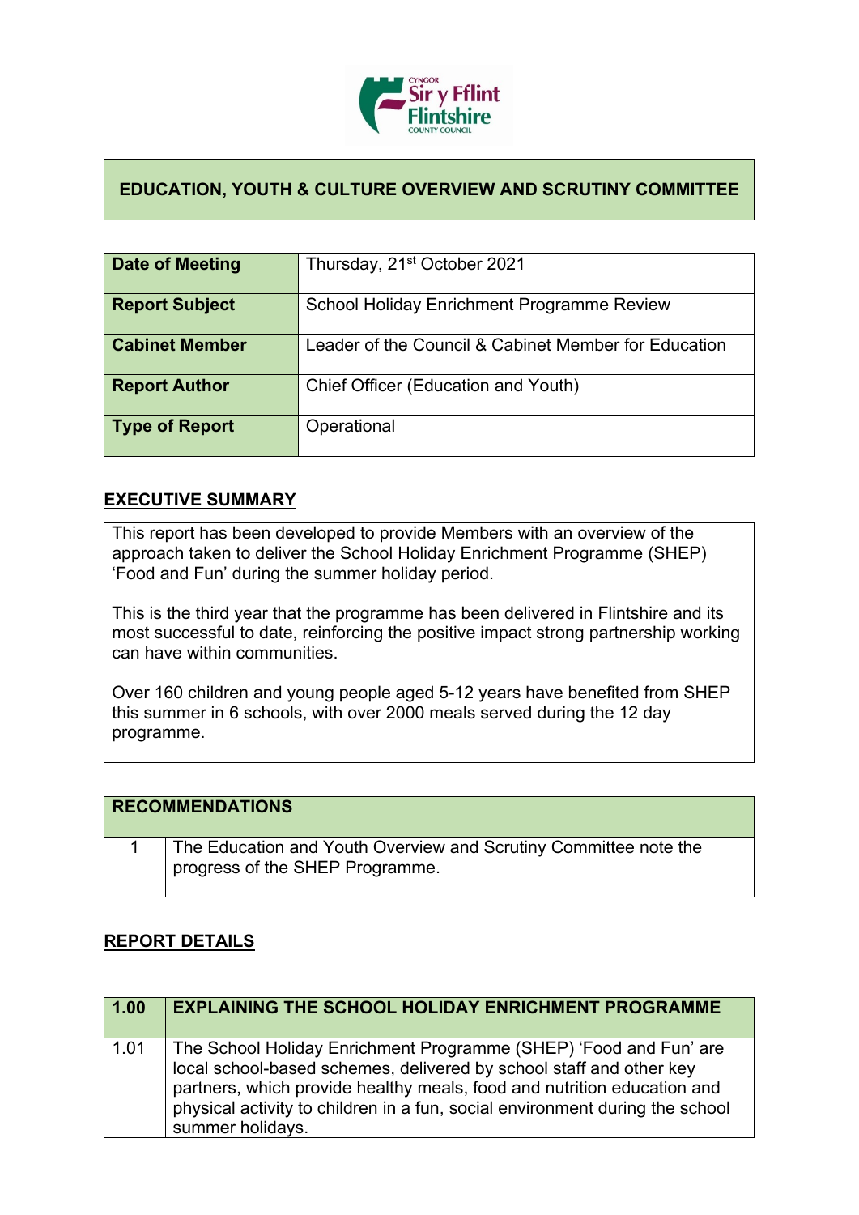# EDUCATION, YOUTH & CULTURE OVERVIEW AND SCRUTINY COMMITTEE

| | |
|---|---|
| **Date of Meeting** | Thursday, 21st October 2021 |
| **Report Subject** | School Holiday Enrichment Programme Review |
| **Cabinet Member** | Leader of the Council & Cabinet Member for Education |
| **Report Author** | Chief Officer (Education and Youth) |
| **Type of Report** | Operational |

## EXECUTIVE SUMMARY

This report has been developed to provide Members with an overview of the approach taken to deliver the School Holiday Enrichment Programme (SHEP) 'Food and Fun' during the summer holiday period.

This is the third year that the programme has been delivered in Flintshire and its most successful to date, reinforcing the positive impact strong partnership working can have within communities.

Over 160 children and young people aged 5-12 years have benefited from SHEP this summer in 6 schools, with over 2000 meals served during the 12 day programme.

| RECOMMENDATIONS | |
|---|---|
| 1 | The Education and Youth Overview and Scrutiny Committee note the progress of the SHEP Programme. |

## REPORT DETAILS

| 1.00 | EXPLAINING THE SCHOOL HOLIDAY ENRICHMENT PROGRAMME |
|---|---|
| 1.01 | The School Holiday Enrichment Programme (SHEP) 'Food and Fun' are local school-based schemes, delivered by school staff and other key partners, which provide healthy meals, food and nutrition education and physical activity to children in a fun, social environment during the school summer holidays. |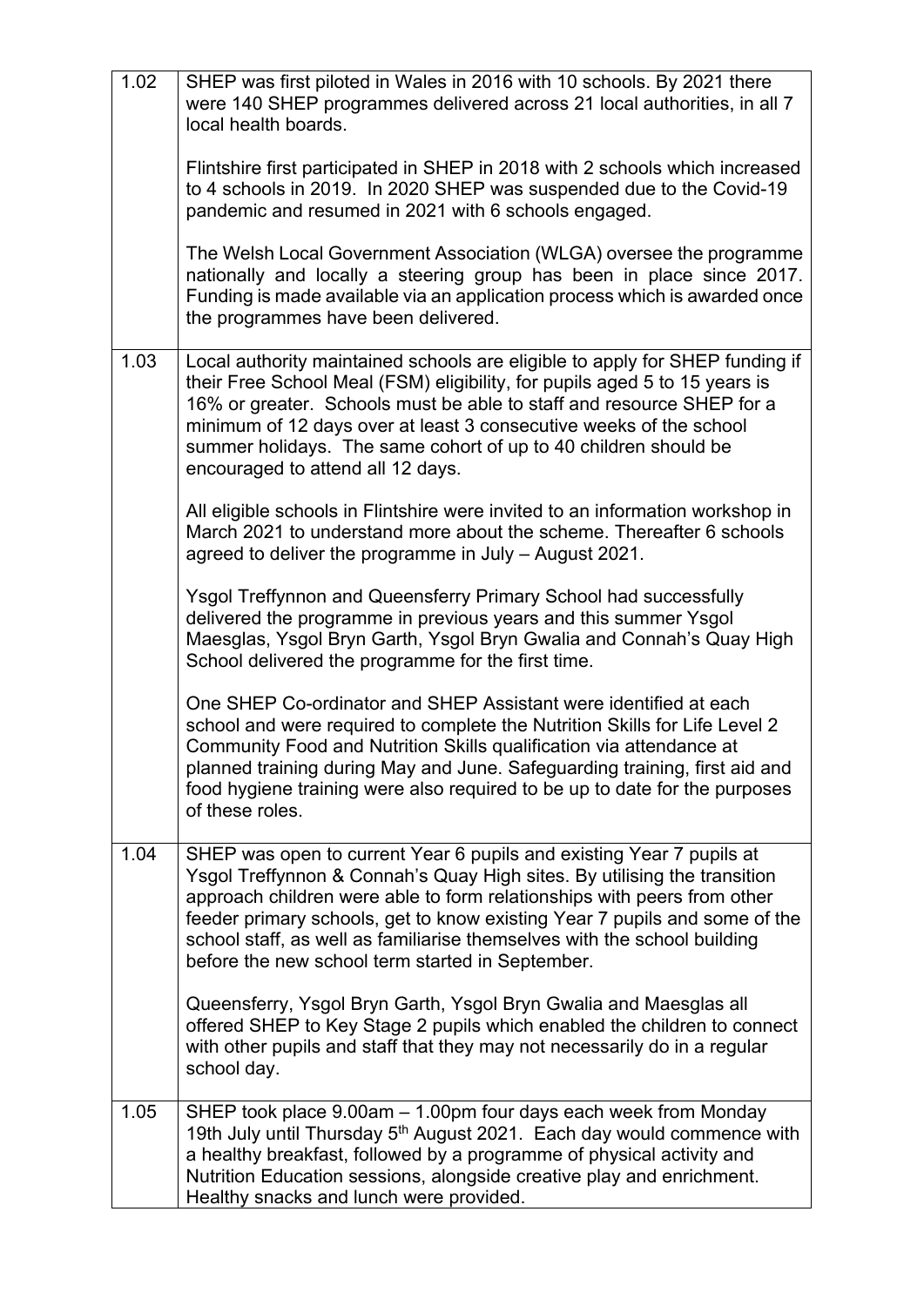| | |
|---|---|
| 1.02 | SHEP was first piloted in Wales in 2016 with 10 schools. By 2021 there were 140 SHEP programmes delivered across 21 local authorities, in all 7 local health boards.<br><br>Flintshire first participated in SHEP in 2018 with 2 schools which increased to 4 schools in 2019. In 2020 SHEP was suspended due to the Covid-19 pandemic and resumed in 2021 with 6 schools engaged.<br><br>The Welsh Local Government Association (WLGA) oversee the programme nationally and locally a steering group has been in place since 2017. Funding is made available via an application process which is awarded once the programmes have been delivered. |
| 1.03 | Local authority maintained schools are eligible to apply for SHEP funding if their Free School Meal (FSM) eligibility, for pupils aged 5 to 15 years is 16% or greater. Schools must be able to staff and resource SHEP for a minimum of 12 days over at least 3 consecutive weeks of the school summer holidays. The same cohort of up to 40 children should be encouraged to attend all 12 days.<br><br>All eligible schools in Flintshire were invited to an information workshop in March 2021 to understand more about the scheme. Thereafter 6 schools agreed to deliver the programme in July – August 2021.<br><br>Ysgol Treffynnon and Queensferry Primary School had successfully delivered the programme in previous years and this summer Ysgol Maesglas, Ysgol Bryn Garth, Ysgol Bryn Gwalia and Connah's Quay High School delivered the programme for the first time.<br><br>One SHEP Co-ordinator and SHEP Assistant were identified at each school and were required to complete the Nutrition Skills for Life Level 2 Community Food and Nutrition Skills qualification via attendance at planned training during May and June. Safeguarding training, first aid and food hygiene training were also required to be up to date for the purposes of these roles. |
| 1.04 | SHEP was open to current Year 6 pupils and existing Year 7 pupils at Ysgol Treffynnon & Connah's Quay High sites. By utilising the transition approach children were able to form relationships with peers from other feeder primary schools, get to know existing Year 7 pupils and some of the school staff, as well as familiarise themselves with the school building before the new school term started in September.<br><br>Queensferry, Ysgol Bryn Garth, Ysgol Bryn Gwalia and Maesglas all offered SHEP to Key Stage 2 pupils which enabled the children to connect with other pupils and staff that they may not necessarily do in a regular school day. |
| 1.05 | SHEP took place 9.00am – 1.00pm four days each week from Monday 19th July until Thursday 5th August 2021. Each day would commence with a healthy breakfast, followed by a programme of physical activity and Nutrition Education sessions, alongside creative play and enrichment. Healthy snacks and lunch were provided. |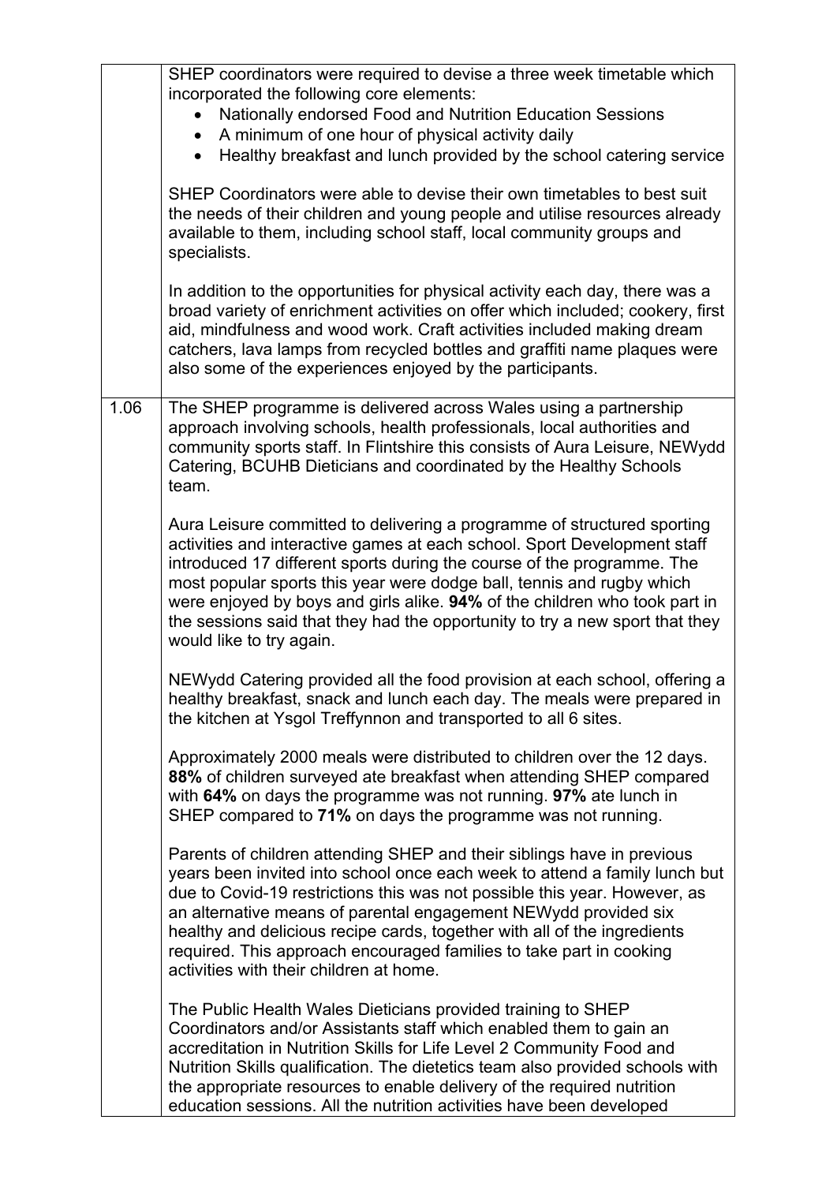| | |
|---|---|
| | SHEP coordinators were required to devise a three week timetable which incorporated the following core elements:<br>• Nationally endorsed Food and Nutrition Education Sessions<br>• A minimum of one hour of physical activity daily<br>• Healthy breakfast and lunch provided by the school catering service<br><br>SHEP Coordinators were able to devise their own timetables to best suit the needs of their children and young people and utilise resources already available to them, including school staff, local community groups and specialists.<br><br>In addition to the opportunities for physical activity each day, there was a broad variety of enrichment activities on offer which included; cookery, first aid, mindfulness and wood work. Craft activities included making dream catchers, lava lamps from recycled bottles and graffiti name plaques were also some of the experiences enjoyed by the participants. |
| 1.06 | The SHEP programme is delivered across Wales using a partnership approach involving schools, health professionals, local authorities and community sports staff. In Flintshire this consists of Aura Leisure, NEWydd Catering, BCUHB Dieticians and coordinated by the Healthy Schools team.<br><br>Aura Leisure committed to delivering a programme of structured sporting activities and interactive games at each school. Sport Development staff introduced 17 different sports during the course of the programme. The most popular sports this year were dodge ball, tennis and rugby which were enjoyed by boys and girls alike. **94%** of the children who took part in the sessions said that they had the opportunity to try a new sport that they would like to try again.<br><br>NEWydd Catering provided all the food provision at each school, offering a healthy breakfast, snack and lunch each day. The meals were prepared in the kitchen at Ysgol Treffynnon and transported to all 6 sites.<br><br>Approximately 2000 meals were distributed to children over the 12 days. **88%** of children surveyed ate breakfast when attending SHEP compared with **64%** on days the programme was not running. **97%** ate lunch in SHEP compared to **71%** on days the programme was not running.<br><br>Parents of children attending SHEP and their siblings have in previous years been invited into school once each week to attend a family lunch but due to Covid-19 restrictions this was not possible this year. However, as an alternative means of parental engagement NEWydd provided six healthy and delicious recipe cards, together with all of the ingredients required. This approach encouraged families to take part in cooking activities with their children at home.<br><br>The Public Health Wales Dieticians provided training to SHEP Coordinators and/or Assistants staff which enabled them to gain an accreditation in Nutrition Skills for Life Level 2 Community Food and Nutrition Skills qualification. The dietetics team also provided schools with the appropriate resources to enable delivery of the required nutrition education sessions. All the nutrition activities have been developed |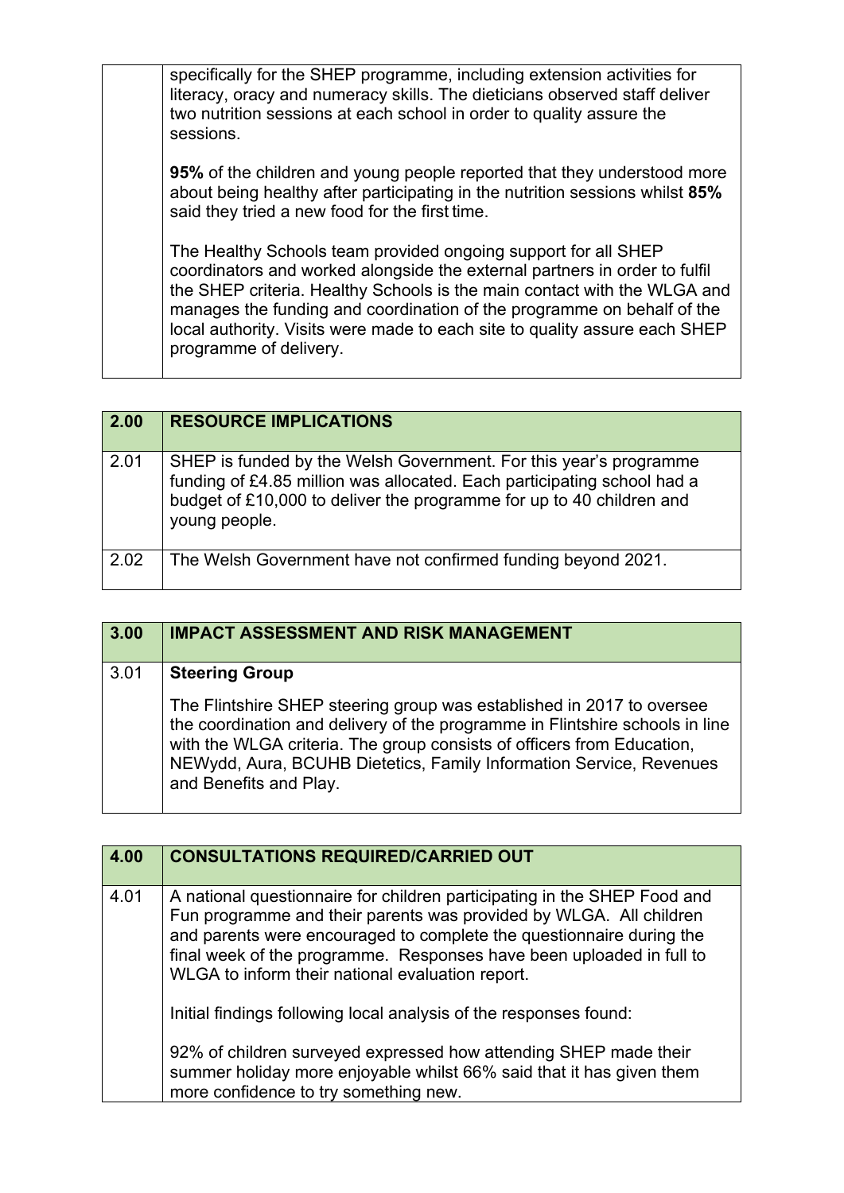| | |
|---|---|
| | specifically for the SHEP programme, including extension activities for literacy, oracy and numeracy skills. The dieticians observed staff deliver two nutrition sessions at each school in order to quality assure the sessions.<br><br>**95%** of the children and young people reported that they understood more about being healthy after participating in the nutrition sessions whilst **85%** said they tried a new food for the first time.<br><br>The Healthy Schools team provided ongoing support for all SHEP coordinators and worked alongside the external partners in order to fulfil the SHEP criteria. Healthy Schools is the main contact with the WLGA and manages the funding and coordination of the programme on behalf of the local authority. Visits were made to each site to quality assure each SHEP programme of delivery. |

| **2.00** | **RESOURCE IMPLICATIONS** |
|---|---|
| 2.01 | SHEP is funded by the Welsh Government. For this year's programme funding of £4.85 million was allocated. Each participating school had a budget of £10,000 to deliver the programme for up to 40 children and young people. |
| 2.02 | The Welsh Government have not confirmed funding beyond 2021. |

| **3.00** | **IMPACT ASSESSMENT AND RISK MANAGEMENT** |
|---|---|
| 3.01 | **Steering Group**<br><br>The Flintshire SHEP steering group was established in 2017 to oversee the coordination and delivery of the programme in Flintshire schools in line with the WLGA criteria. The group consists of officers from Education, NEWydd, Aura, BCUHB Dietetics, Family Information Service, Revenues and Benefits and Play. |

| **4.00** | **CONSULTATIONS REQUIRED/CARRIED OUT** |
|---|---|
| 4.01 | A national questionnaire for children participating in the SHEP Food and Fun programme and their parents was provided by WLGA. All children and parents were encouraged to complete the questionnaire during the final week of the programme. Responses have been uploaded in full to WLGA to inform their national evaluation report.<br><br>Initial findings following local analysis of the responses found:<br><br>92% of children surveyed expressed how attending SHEP made their summer holiday more enjoyable whilst 66% said that it has given them more confidence to try something new. |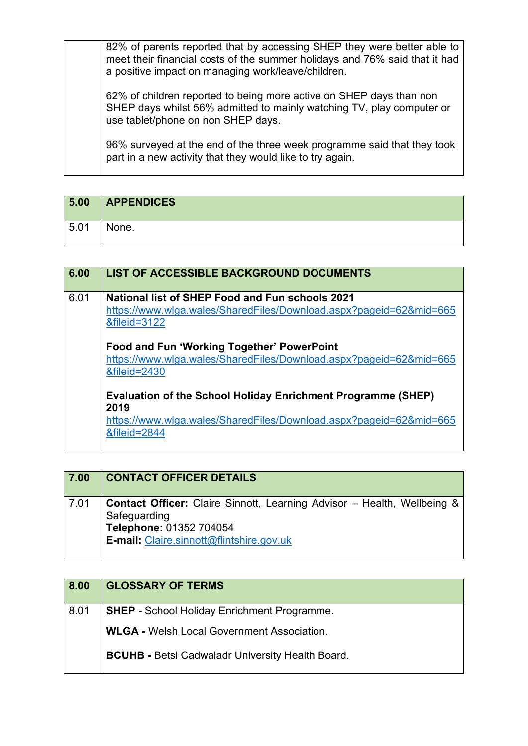| | |
|---|---|
| | 82% of parents reported that by accessing SHEP they were better able to meet their financial costs of the summer holidays and 76% said that it had a positive impact on managing work/leave/children.<br><br>62% of children reported to being more active on SHEP days than non SHEP days whilst 56% admitted to mainly watching TV, play computer or use tablet/phone on non SHEP days.<br><br>96% surveyed at the end of the three week programme said that they took part in a new activity that they would like to try again. |

| **5.00** | **APPENDICES** |
|---|---|
| 5.01 | None. |

| **6.00** | **LIST OF ACCESSIBLE BACKGROUND DOCUMENTS** |
|---|---|
| 6.01 | **National list of SHEP Food and Fun schools 2021**<br>https://www.wlga.wales/SharedFiles/Download.aspx?pageid=62&mid=665&fileid=3122<br><br>**Food and Fun 'Working Together' PowerPoint**<br>https://www.wlga.wales/SharedFiles/Download.aspx?pageid=62&mid=665&fileid=2430<br><br>**Evaluation of the School Holiday Enrichment Programme (SHEP) 2019**<br>https://www.wlga.wales/SharedFiles/Download.aspx?pageid=62&mid=665&fileid=2844 |

| **7.00** | **CONTACT OFFICER DETAILS** |
|---|---|
| 7.01 | **Contact Officer:** Claire Sinnott, Learning Advisor – Health, Wellbeing & Safeguarding<br>**Telephone:** 01352 704054<br>**E-mail:** Claire.sinnott@flintshire.gov.uk |

| **8.00** | **GLOSSARY OF TERMS** |
|---|---|
| 8.01 | **SHEP -** School Holiday Enrichment Programme.<br><br>**WLGA -** Welsh Local Government Association.<br><br>**BCUHB -** Betsi Cadwaladr University Health Board. |